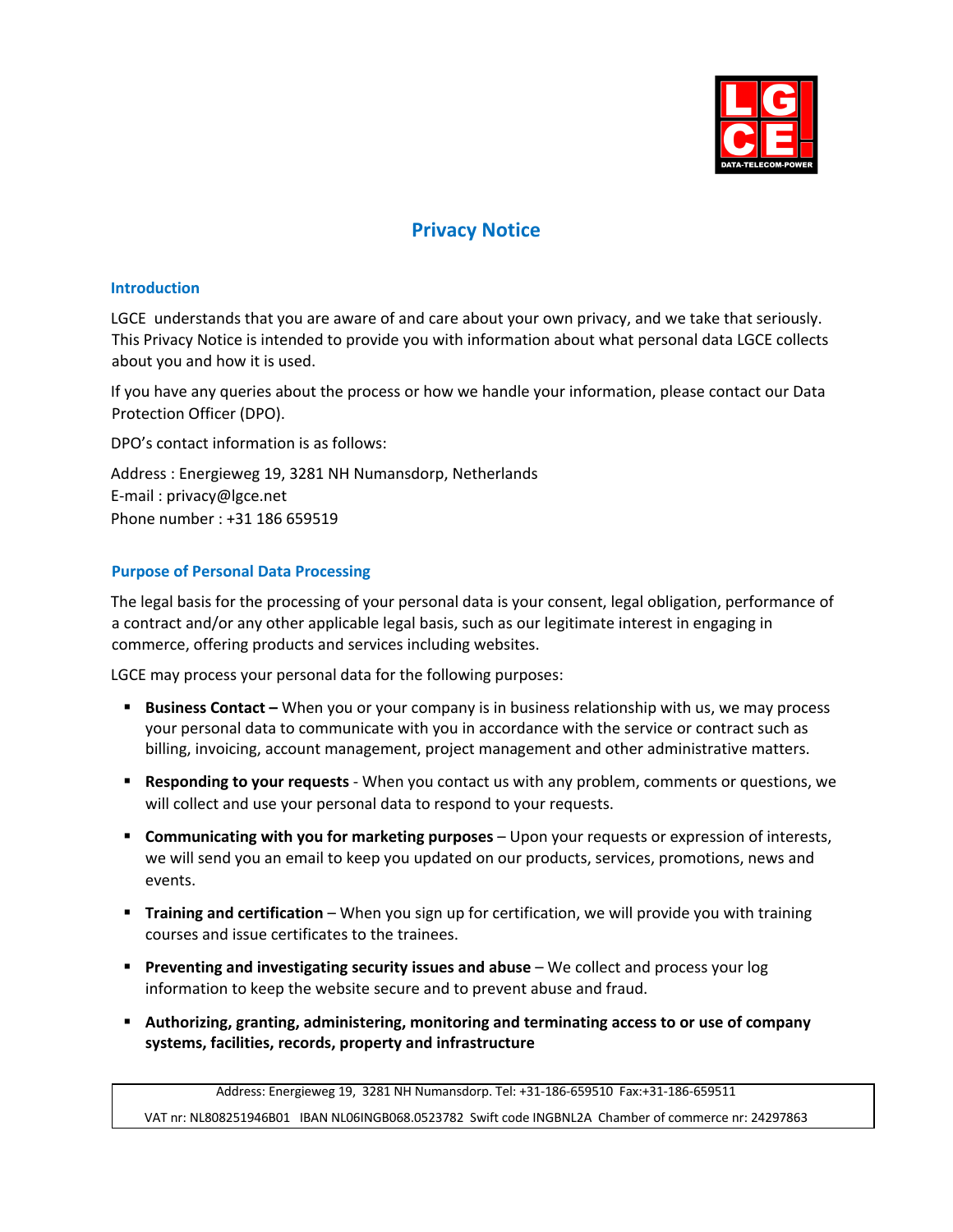# Privacy Notice

## Introduction

LGCE understands that you are aware of and care about your own privacy, and we take that seriously. This Privacy Notice is intended to provide you with information about what personal data LGCE collects about you and how it is used.

If you have any queries about the process or how we handle your information, please contact our Data Protection Officer (DPO).

DPO's contact information is as follows:

Address : Energieweg 19, 3281 NH Numansdorp, Netherlands
E-mail : privacy@lgce.net
Phone number : +31 186 659519

## Purpose of Personal Data Processing

The legal basis for the processing of your personal data is your consent, legal obligation, performance of a contract and/or any other applicable legal basis, such as our legitimate interest in engaging in commerce, offering products and services including websites.

LGCE may process your personal data for the following purposes:

- **Business Contact –** When you or your company is in business relationship with us, we may process your personal data to communicate with you in accordance with the service or contract such as billing, invoicing, account management, project management and other administrative matters.
- **Responding to your requests** - When you contact us with any problem, comments or questions, we will collect and use your personal data to respond to your requests.
- **Communicating with you for marketing purposes** – Upon your requests or expression of interests, we will send you an email to keep you updated on our products, services, promotions, news and events.
- **Training and certification** – When you sign up for certification, we will provide you with training courses and issue certificates to the trainees.
- **Preventing and investigating security issues and abuse** – We collect and process your log information to keep the website secure and to prevent abuse and fraud.
- **Authorizing, granting, administering, monitoring and terminating access to or use of company systems, facilities, records, property and infrastructure**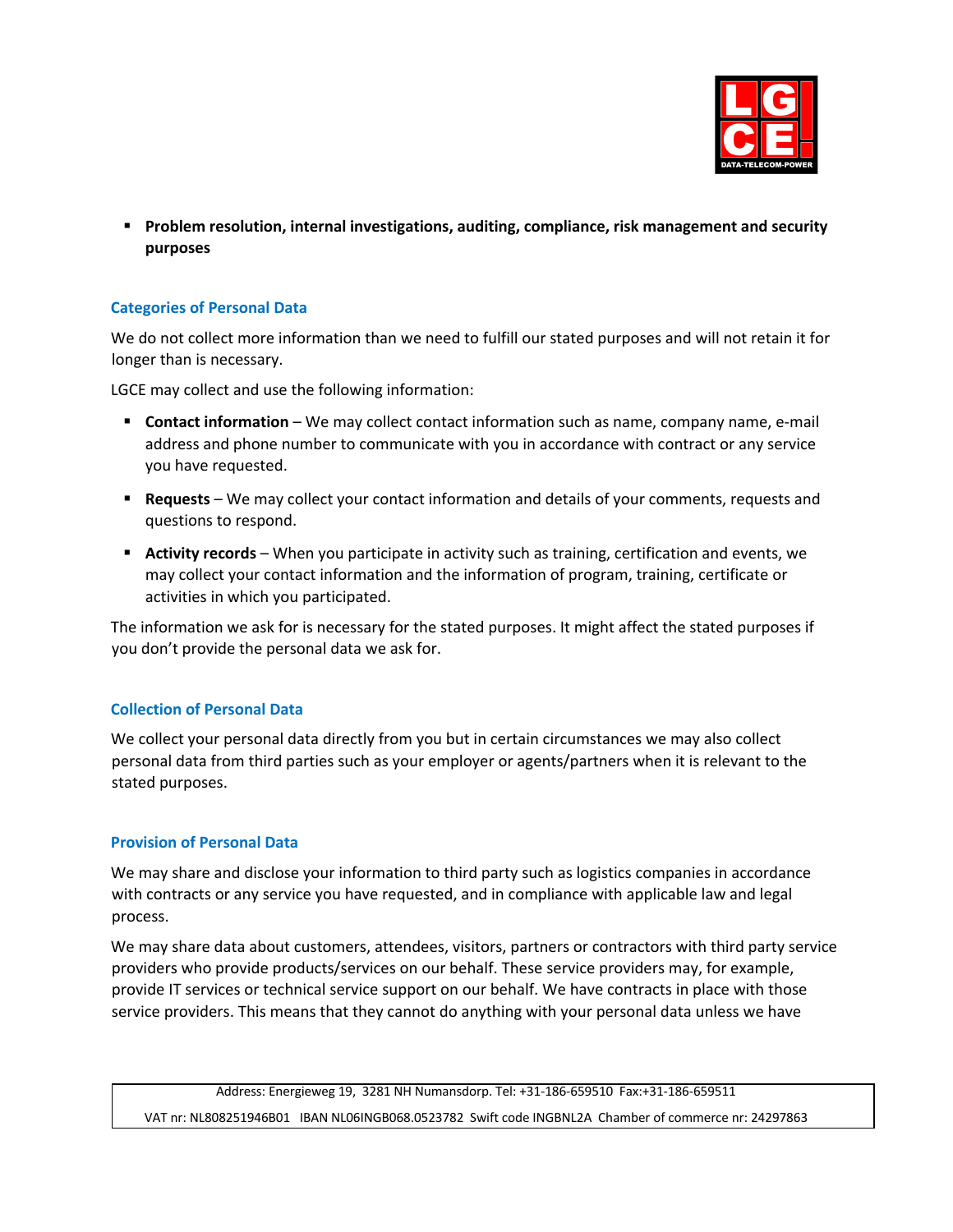- **Problem resolution, internal investigations, auditing, compliance, risk management and security purposes**

### Categories of Personal Data

We do not collect more information than we need to fulfill our stated purposes and will not retain it for longer than is necessary.

LGCE may collect and use the following information:

- **Contact information** – We may collect contact information such as name, company name, e-mail address and phone number to communicate with you in accordance with contract or any service you have requested.
- **Requests** – We may collect your contact information and details of your comments, requests and questions to respond.
- **Activity records** – When you participate in activity such as training, certification and events, we may collect your contact information and the information of program, training, certificate or activities in which you participated.

The information we ask for is necessary for the stated purposes. It might affect the stated purposes if you don't provide the personal data we ask for.

### Collection of Personal Data

We collect your personal data directly from you but in certain circumstances we may also collect personal data from third parties such as your employer or agents/partners when it is relevant to the stated purposes.

### Provision of Personal Data

We may share and disclose your information to third party such as logistics companies in accordance with contracts or any service you have requested, and in compliance with applicable law and legal process.

We may share data about customers, attendees, visitors, partners or contractors with third party service providers who provide products/services on our behalf. These service providers may, for example, provide IT services or technical service support on our behalf. We have contracts in place with those service providers. This means that they cannot do anything with your personal data unless we have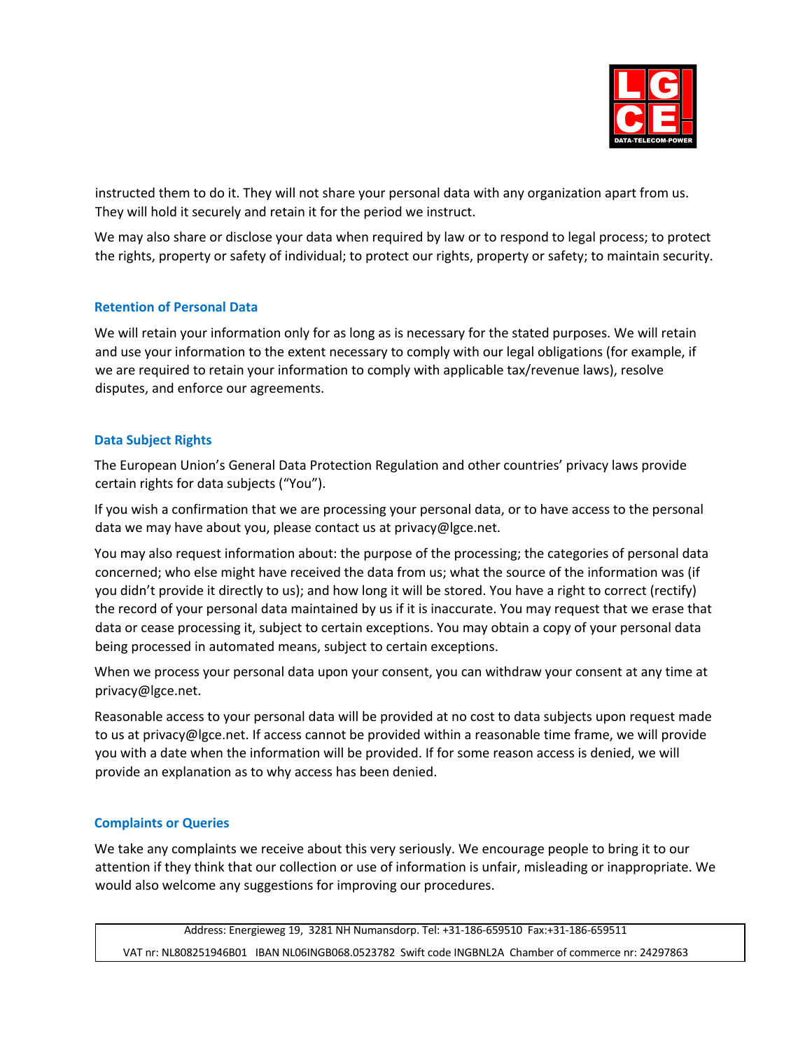instructed them to do it. They will not share your personal data with any organization apart from us. They will hold it securely and retain it for the period we instruct.

We may also share or disclose your data when required by law or to respond to legal process; to protect the rights, property or safety of individual; to protect our rights, property or safety; to maintain security.

## Retention of Personal Data

We will retain your information only for as long as is necessary for the stated purposes. We will retain and use your information to the extent necessary to comply with our legal obligations (for example, if we are required to retain your information to comply with applicable tax/revenue laws), resolve disputes, and enforce our agreements.

## Data Subject Rights

The European Union's General Data Protection Regulation and other countries' privacy laws provide certain rights for data subjects ("You").

If you wish a confirmation that we are processing your personal data, or to have access to the personal data we may have about you, please contact us at privacy@lgce.net.

You may also request information about: the purpose of the processing; the categories of personal data concerned; who else might have received the data from us; what the source of the information was (if you didn't provide it directly to us); and how long it will be stored. You have a right to correct (rectify) the record of your personal data maintained by us if it is inaccurate. You may request that we erase that data or cease processing it, subject to certain exceptions. You may obtain a copy of your personal data being processed in automated means, subject to certain exceptions.

When we process your personal data upon your consent, you can withdraw your consent at any time at privacy@lgce.net.

Reasonable access to your personal data will be provided at no cost to data subjects upon request made to us at privacy@lgce.net. If access cannot be provided within a reasonable time frame, we will provide you with a date when the information will be provided. If for some reason access is denied, we will provide an explanation as to why access has been denied.

## Complaints or Queries

We take any complaints we receive about this very seriously. We encourage people to bring it to our attention if they think that our collection or use of information is unfair, misleading or inappropriate. We would also welcome any suggestions for improving our procedures.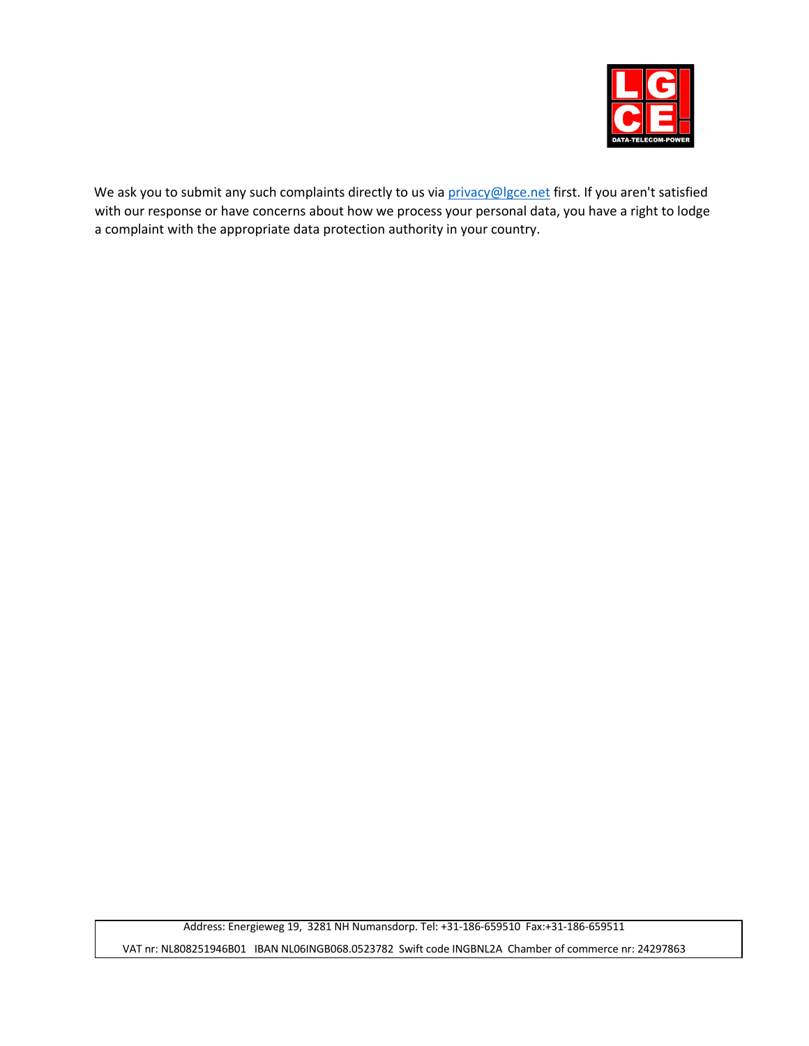We ask you to submit any such complaints directly to us via privacy@lgce.net first. If you aren't satisfied with our response or have concerns about how we process your personal data, you have a right to lodge a complaint with the appropriate data protection authority in your country.